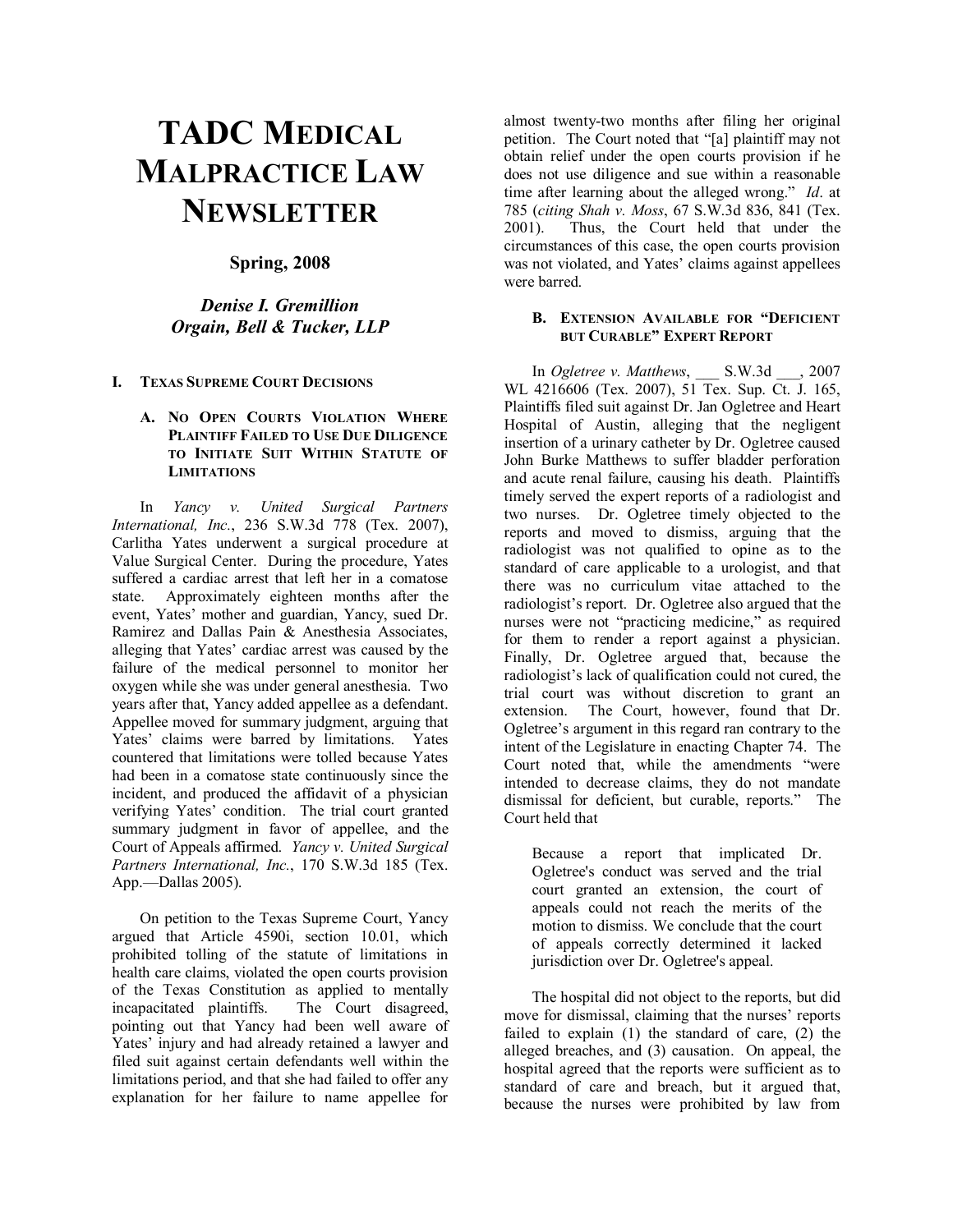# TADC MEDICAL MALPRACTICE LAW NEWSLETTER

**Spring, 2008**

***Denise I. Gremillion***
***Orgain, Bell & Tucker, LLP***

## I. TEXAS SUPREME COURT DECISIONS

### A. NO OPEN COURTS VIOLATION WHERE PLAINTIFF FAILED TO USE DUE DILIGENCE TO INITIATE SUIT WITHIN STATUTE OF LIMITATIONS

In *Yancy v. United Surgical Partners International, Inc.*, 236 S.W.3d 778 (Tex. 2007), Carlitha Yates underwent a surgical procedure at Value Surgical Center. During the procedure, Yates suffered a cardiac arrest that left her in a comatose state. Approximately eighteen months after the event, Yates' mother and guardian, Yancy, sued Dr. Ramirez and Dallas Pain & Anesthesia Associates, alleging that Yates' cardiac arrest was caused by the failure of the medical personnel to monitor her oxygen while she was under general anesthesia. Two years after that, Yancy added appellee as a defendant. Appellee moved for summary judgment, arguing that Yates' claims were barred by limitations. Yates countered that limitations were tolled because Yates had been in a comatose state continuously since the incident, and produced the affidavit of a physician verifying Yates' condition. The trial court granted summary judgment in favor of appellee, and the Court of Appeals affirmed. *Yancy v. United Surgical Partners International, Inc.*, 170 S.W.3d 185 (Tex. App.—Dallas 2005).

On petition to the Texas Supreme Court, Yancy argued that Article 4590i, section 10.01, which prohibited tolling of the statute of limitations in health care claims, violated the open courts provision of the Texas Constitution as applied to mentally incapacitated plaintiffs. The Court disagreed, pointing out that Yancy had been well aware of Yates' injury and had already retained a lawyer and filed suit against certain defendants well within the limitations period, and that she had failed to offer any explanation for her failure to name appellee for almost twenty-two months after filing her original petition. The Court noted that "[a] plaintiff may not obtain relief under the open courts provision if he does not use diligence and sue within a reasonable time after learning about the alleged wrong." *Id*. at 785 (*citing Shah v. Moss*, 67 S.W.3d 836, 841 (Tex. 2001). Thus, the Court held that under the circumstances of this case, the open courts provision was not violated, and Yates' claims against appellees were barred.

### B. EXTENSION AVAILABLE FOR "DEFICIENT BUT CURABLE" EXPERT REPORT

In *Ogletree v. Matthews*, ___ S.W.3d ___, 2007 WL 4216606 (Tex. 2007), 51 Tex. Sup. Ct. J. 165, Plaintiffs filed suit against Dr. Jan Ogletree and Heart Hospital of Austin, alleging that the negligent insertion of a urinary catheter by Dr. Ogletree caused John Burke Matthews to suffer bladder perforation and acute renal failure, causing his death. Plaintiffs timely served the expert reports of a radiologist and two nurses. Dr. Ogletree timely objected to the reports and moved to dismiss, arguing that the radiologist was not qualified to opine as to the standard of care applicable to a urologist, and that there was no curriculum vitae attached to the radiologist's report. Dr. Ogletree also argued that the nurses were not "practicing medicine," as required for them to render a report against a physician. Finally, Dr. Ogletree argued that, because the radiologist's lack of qualification could not cured, the trial court was without discretion to grant an extension. The Court, however, found that Dr. Ogletree's argument in this regard ran contrary to the intent of the Legislature in enacting Chapter 74. The Court noted that, while the amendments "were intended to decrease claims, they do not mandate dismissal for deficient, but curable, reports." The Court held that

> Because a report that implicated Dr. Ogletree's conduct was served and the trial court granted an extension, the court of appeals could not reach the merits of the motion to dismiss. We conclude that the court of appeals correctly determined it lacked jurisdiction over Dr. Ogletree's appeal.

The hospital did not object to the reports, but did move for dismissal, claiming that the nurses' reports failed to explain (1) the standard of care, (2) the alleged breaches, and (3) causation. On appeal, the hospital agreed that the reports were sufficient as to standard of care and breach, but it argued that, because the nurses were prohibited by law from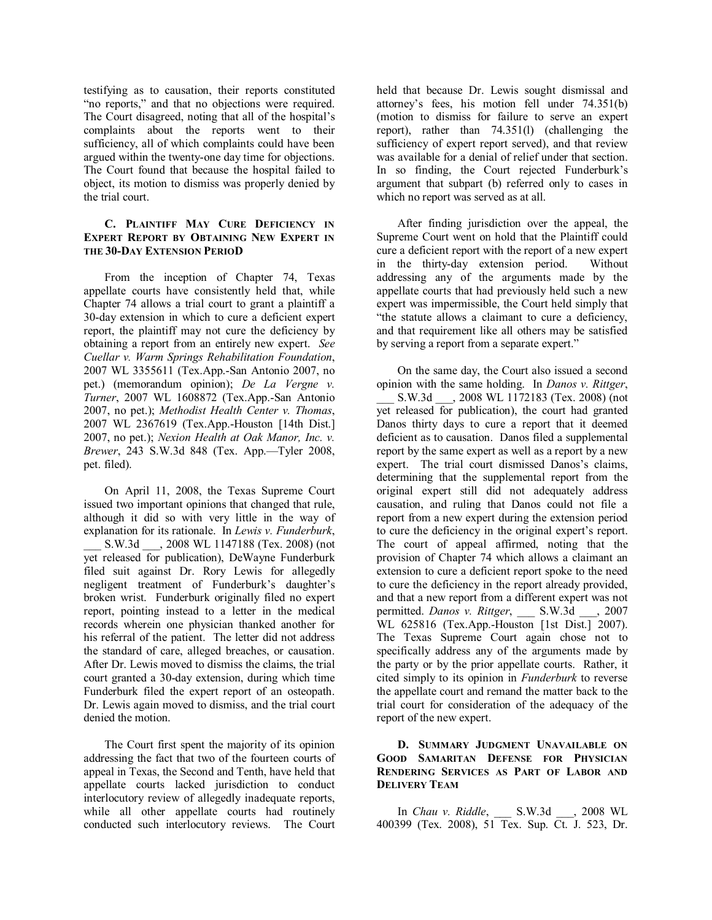testifying as to causation, their reports constituted "no reports," and that no objections were required. The Court disagreed, noting that all of the hospital's complaints about the reports went to their sufficiency, all of which complaints could have been argued within the twenty-one day time for objections. The Court found that because the hospital failed to object, its motion to dismiss was properly denied by the trial court.

### C. Plaintiff May Cure Deficiency in Expert Report by Obtaining New Expert in the 30-Day Extension Period

From the inception of Chapter 74, Texas appellate courts have consistently held that, while Chapter 74 allows a trial court to grant a plaintiff a 30-day extension in which to cure a deficient expert report, the plaintiff may not cure the deficiency by obtaining a report from an entirely new expert. *See Cuellar v. Warm Springs Rehabilitation Foundation*, 2007 WL 3355611 (Tex.App.-San Antonio 2007, no pet.) (memorandum opinion); *De La Vergne v. Turner*, 2007 WL 1608872 (Tex.App.-San Antonio 2007, no pet.); *Methodist Health Center v. Thomas*, 2007 WL 2367619 (Tex.App.-Houston [14th Dist.] 2007, no pet.); *Nexion Health at Oak Manor, Inc. v. Brewer*, 243 S.W.3d 848 (Tex. App.—Tyler 2008, pet. filed).

On April 11, 2008, the Texas Supreme Court issued two important opinions that changed that rule, although it did so with very little in the way of explanation for its rationale. In *Lewis v. Funderburk*, ___ S.W.3d ___, 2008 WL 1147188 (Tex. 2008) (not yet released for publication), DeWayne Funderburk filed suit against Dr. Rory Lewis for allegedly negligent treatment of Funderburk's daughter's broken wrist. Funderburk originally filed no expert report, pointing instead to a letter in the medical records wherein one physician thanked another for his referral of the patient. The letter did not address the standard of care, alleged breaches, or causation. After Dr. Lewis moved to dismiss the claims, the trial court granted a 30-day extension, during which time Funderburk filed the expert report of an osteopath. Dr. Lewis again moved to dismiss, and the trial court denied the motion.

The Court first spent the majority of its opinion addressing the fact that two of the fourteen courts of appeal in Texas, the Second and Tenth, have held that appellate courts lacked jurisdiction to conduct interlocutory review of allegedly inadequate reports, while all other appellate courts had routinely conducted such interlocutory reviews. The Court held that because Dr. Lewis sought dismissal and attorney's fees, his motion fell under 74.351(b) (motion to dismiss for failure to serve an expert report), rather than 74.351(l) (challenging the sufficiency of expert report served), and that review was available for a denial of relief under that section. In so finding, the Court rejected Funderburk's argument that subpart (b) referred only to cases in which no report was served as at all.

After finding jurisdiction over the appeal, the Supreme Court went on hold that the Plaintiff could cure a deficient report with the report of a new expert in the thirty-day extension period. Without addressing any of the arguments made by the appellate courts that had previously held such a new expert was impermissible, the Court held simply that "the statute allows a claimant to cure a deficiency, and that requirement like all others may be satisfied by serving a report from a separate expert."

On the same day, the Court also issued a second opinion with the same holding. In *Danos v. Rittger*, ___ S.W.3d ___, 2008 WL 1172183 (Tex. 2008) (not yet released for publication), the court had granted Danos thirty days to cure a report that it deemed deficient as to causation. Danos filed a supplemental report by the same expert as well as a report by a new expert. The trial court dismissed Danos's claims, determining that the supplemental report from the original expert still did not adequately address causation, and ruling that Danos could not file a report from a new expert during the extension period to cure the deficiency in the original expert's report. The court of appeal affirmed, noting that the provision of Chapter 74 which allows a claimant an extension to cure a deficient report spoke to the need to cure the deficiency in the report already provided, and that a new report from a different expert was not permitted. *Danos v. Rittger*, ___ S.W.3d ___, 2007 WL 625816 (Tex.App.-Houston [1st Dist.] 2007). The Texas Supreme Court again chose not to specifically address any of the arguments made by the party or by the prior appellate courts. Rather, it cited simply to its opinion in *Funderburk* to reverse the appellate court and remand the matter back to the trial court for consideration of the adequacy of the report of the new expert.

### D. Summary Judgment Unavailable on Good Samaritan Defense for Physician Rendering Services as Part of Labor and Delivery Team

In *Chau v. Riddle*, ___ S.W.3d ___, 2008 WL 400399 (Tex. 2008), 51 Tex. Sup. Ct. J. 523, Dr.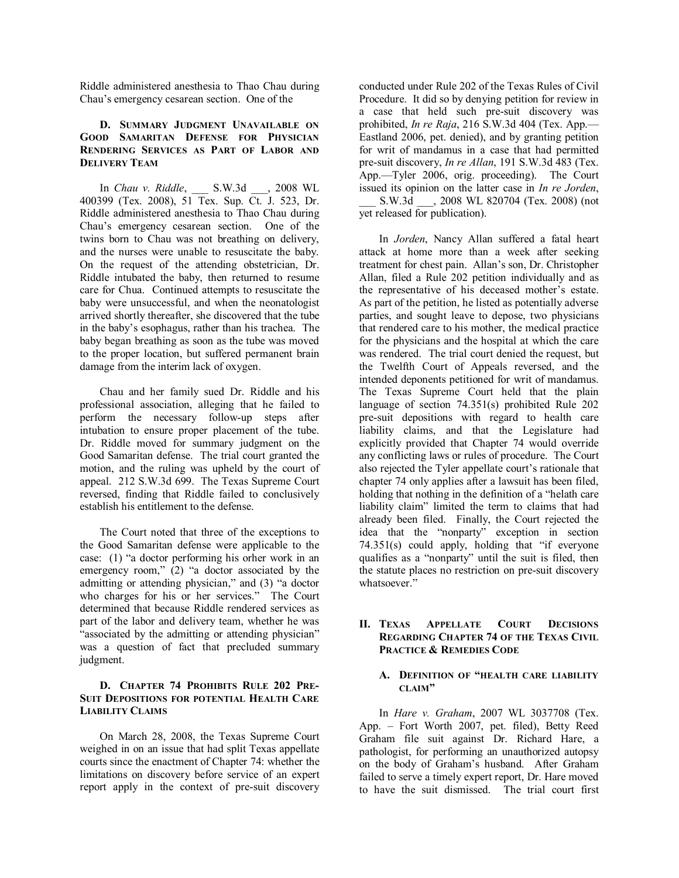Riddle administered anesthesia to Thao Chau during Chau's emergency cesarean section. One of the

### D. Summary Judgment Unavailable on Good Samaritan Defense for Physician Rendering Services as Part of Labor and Delivery Team

In *Chau v. Riddle*, ___ S.W.3d ___, 2008 WL 400399 (Tex. 2008), 51 Tex. Sup. Ct. J. 523, Dr. Riddle administered anesthesia to Thao Chau during Chau's emergency cesarean section. One of the twins born to Chau was not breathing on delivery, and the nurses were unable to resuscitate the baby. On the request of the attending obstetrician, Dr. Riddle intubated the baby, then returned to resume care for Chua. Continued attempts to resuscitate the baby were unsuccessful, and when the neonatologist arrived shortly thereafter, she discovered that the tube in the baby's esophagus, rather than his trachea. The baby began breathing as soon as the tube was moved to the proper location, but suffered permanent brain damage from the interim lack of oxygen.

Chau and her family sued Dr. Riddle and his professional association, alleging that he failed to perform the necessary follow-up steps after intubation to ensure proper placement of the tube. Dr. Riddle moved for summary judgment on the Good Samaritan defense. The trial court granted the motion, and the ruling was upheld by the court of appeal. 212 S.W.3d 699. The Texas Supreme Court reversed, finding that Riddle failed to conclusively establish his entitlement to the defense.

The Court noted that three of the exceptions to the Good Samaritan defense were applicable to the case: (1) "a doctor performing his orher work in an emergency room," (2) "a doctor associated by the admitting or attending physician," and (3) "a doctor who charges for his or her services." The Court determined that because Riddle rendered services as part of the labor and delivery team, whether he was "associated by the admitting or attending physician" was a question of fact that precluded summary judgment.

### D. Chapter 74 Prohibits Rule 202 Pre-Suit Depositions for potential Health Care Liability Claims

On March 28, 2008, the Texas Supreme Court weighed in on an issue that had split Texas appellate courts since the enactment of Chapter 74: whether the limitations on discovery before service of an expert report apply in the context of pre-suit discovery conducted under Rule 202 of the Texas Rules of Civil Procedure. It did so by denying petition for review in a case that held such pre-suit discovery was prohibited, *In re Raja*, 216 S.W.3d 404 (Tex. App.—Eastland 2006, pet. denied), and by granting petition for writ of mandamus in a case that had permitted pre-suit discovery, *In re Allan*, 191 S.W.3d 483 (Tex. App.—Tyler 2006, orig. proceeding). The Court issued its opinion on the latter case in *In re Jorden*, ___ S.W.3d ___, 2008 WL 820704 (Tex. 2008) (not yet released for publication).

In *Jorden*, Nancy Allan suffered a fatal heart attack at home more than a week after seeking treatment for chest pain. Allan's son, Dr. Christopher Allan, filed a Rule 202 petition individually and as the representative of his deceased mother's estate. As part of the petition, he listed as potentially adverse parties, and sought leave to depose, two physicians that rendered care to his mother, the medical practice for the physicians and the hospital at which the care was rendered. The trial court denied the request, but the Twelfth Court of Appeals reversed, and the intended deponents petitioned for writ of mandamus. The Texas Supreme Court held that the plain language of section 74.351(s) prohibited Rule 202 pre-suit depositions with regard to health care liability claims, and that the Legislature had explicitly provided that Chapter 74 would override any conflicting laws or rules of procedure. The Court also rejected the Tyler appellate court's rationale that chapter 74 only applies after a lawsuit has been filed, holding that nothing in the definition of a "helath care liability claim" limited the term to claims that had already been filed. Finally, the Court rejected the idea that the "nonparty" exception in section 74.351(s) could apply, holding that "if everyone qualifies as a "nonparty" until the suit is filed, then the statute places no restriction on pre-suit discovery whatsoever."

## II. Texas Appellate Court Decisions Regarding Chapter 74 of the Texas Civil Practice & Remedies Code

### A. Definition of "health care liability claim"

In *Hare v. Graham*, 2007 WL 3037708 (Tex. App. – Fort Worth 2007, pet. filed), Betty Reed Graham file suit against Dr. Richard Hare, a pathologist, for performing an unauthorized autopsy on the body of Graham's husband. After Graham failed to serve a timely expert report, Dr. Hare moved to have the suit dismissed. The trial court first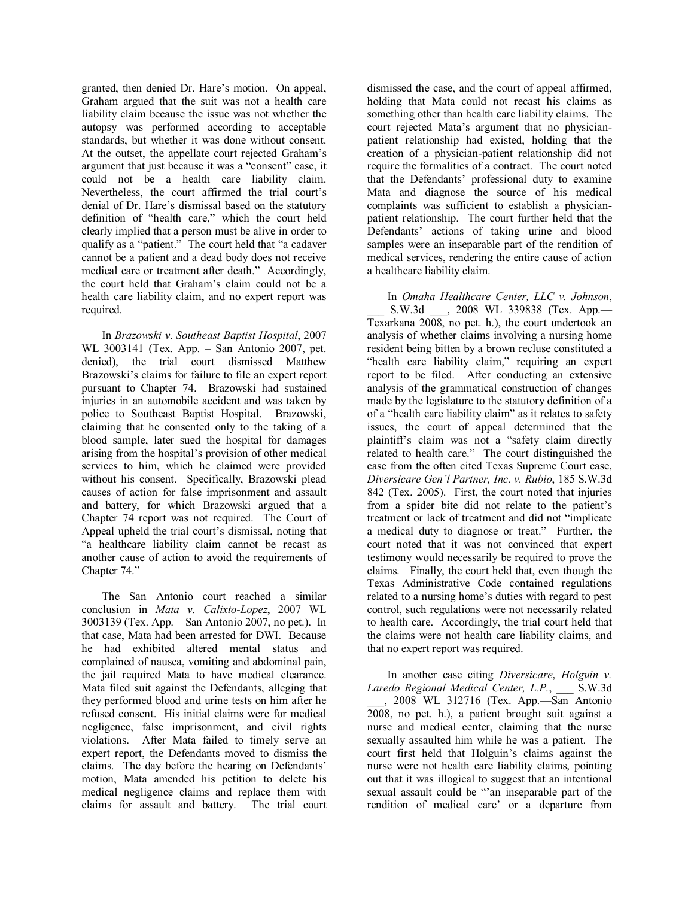granted, then denied Dr. Hare's motion. On appeal, Graham argued that the suit was not a health care liability claim because the issue was not whether the autopsy was performed according to acceptable standards, but whether it was done without consent. At the outset, the appellate court rejected Graham's argument that just because it was a "consent" case, it could not be a health care liability claim. Nevertheless, the court affirmed the trial court's denial of Dr. Hare's dismissal based on the statutory definition of "health care," which the court held clearly implied that a person must be alive in order to qualify as a "patient." The court held that "a cadaver cannot be a patient and a dead body does not receive medical care or treatment after death." Accordingly, the court held that Graham's claim could not be a health care liability claim, and no expert report was required.

In *Brazowski v. Southeast Baptist Hospital*, 2007 WL 3003141 (Tex. App. – San Antonio 2007, pet. denied), the trial court dismissed Matthew Brazowski's claims for failure to file an expert report pursuant to Chapter 74. Brazowski had sustained injuries in an automobile accident and was taken by police to Southeast Baptist Hospital. Brazowski, claiming that he consented only to the taking of a blood sample, later sued the hospital for damages arising from the hospital's provision of other medical services to him, which he claimed were provided without his consent. Specifically, Brazowski plead causes of action for false imprisonment and assault and battery, for which Brazowski argued that a Chapter 74 report was not required. The Court of Appeal upheld the trial court's dismissal, noting that "a healthcare liability claim cannot be recast as another cause of action to avoid the requirements of Chapter 74."

The San Antonio court reached a similar conclusion in *Mata v. Calixto-Lopez*, 2007 WL 3003139 (Tex. App. – San Antonio 2007, no pet.). In that case, Mata had been arrested for DWI. Because he had exhibited altered mental status and complained of nausea, vomiting and abdominal pain, the jail required Mata to have medical clearance. Mata filed suit against the Defendants, alleging that they performed blood and urine tests on him after he refused consent. His initial claims were for medical negligence, false imprisonment, and civil rights violations. After Mata failed to timely serve an expert report, the Defendants moved to dismiss the claims. The day before the hearing on Defendants' motion, Mata amended his petition to delete his medical negligence claims and replace them with claims for assault and battery. The trial court dismissed the case, and the court of appeal affirmed, holding that Mata could not recast his claims as something other than health care liability claims. The court rejected Mata's argument that no physician-patient relationship had existed, holding that the creation of a physician-patient relationship did not require the formalities of a contract. The court noted that the Defendants' professional duty to examine Mata and diagnose the source of his medical complaints was sufficient to establish a physician-patient relationship. The court further held that the Defendants' actions of taking urine and blood samples were an inseparable part of the rendition of medical services, rendering the entire cause of action a healthcare liability claim.

In *Omaha Healthcare Center, LLC v. Johnson*, ___ S.W.3d ___, 2008 WL 339838 (Tex. App.—Texarkana 2008, no pet. h.), the court undertook an analysis of whether claims involving a nursing home resident being bitten by a brown recluse constituted a "health care liability claim," requiring an expert report to be filed. After conducting an extensive analysis of the grammatical construction of changes made by the legislature to the statutory definition of a of a "health care liability claim" as it relates to safety issues, the court of appeal determined that the plaintiff's claim was not a "safety claim directly related to health care." The court distinguished the case from the often cited Texas Supreme Court case, *Diversicare Gen'l Partner, Inc. v. Rubio*, 185 S.W.3d 842 (Tex. 2005). First, the court noted that injuries from a spider bite did not relate to the patient's treatment or lack of treatment and did not "implicate a medical duty to diagnose or treat." Further, the court noted that it was not convinced that expert testimony would necessarily be required to prove the claims. Finally, the court held that, even though the Texas Administrative Code contained regulations related to a nursing home's duties with regard to pest control, such regulations were not necessarily related to health care. Accordingly, the trial court held that the claims were not health care liability claims, and that no expert report was required.

In another case citing *Diversicare*, *Holguin v. Laredo Regional Medical Center, L.P.*, ___ S.W.3d ___, 2008 WL 312716 (Tex. App.—San Antonio 2008, no pet. h.), a patient brought suit against a nurse and medical center, claiming that the nurse sexually assaulted him while he was a patient. The court first held that Holguin's claims against the nurse were not health care liability claims, pointing out that it was illogical to suggest that an intentional sexual assault could be "'an inseparable part of the rendition of medical care' or a departure from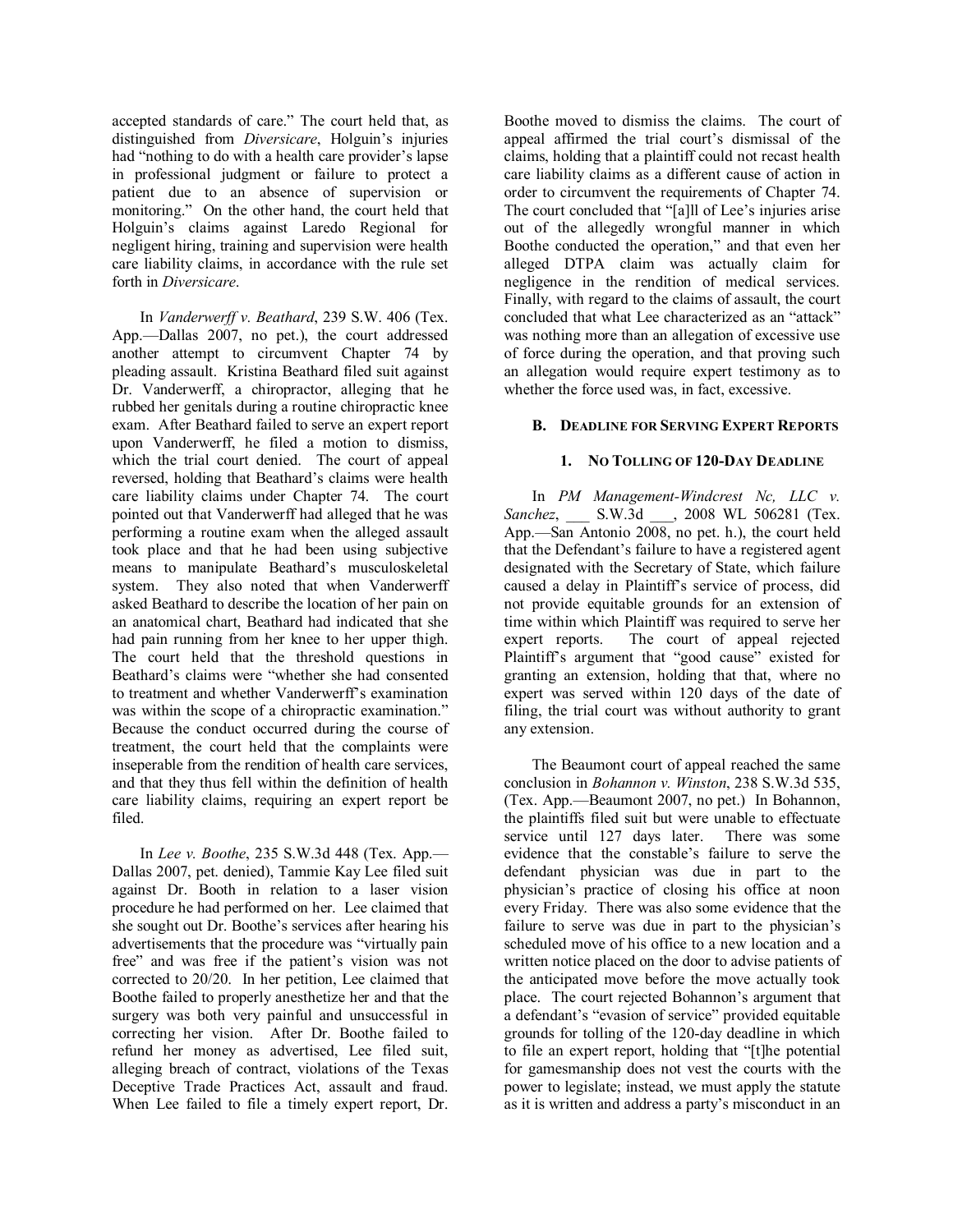accepted standards of care." The court held that, as distinguished from *Diversicare*, Holguin's injuries had "nothing to do with a health care provider's lapse in professional judgment or failure to protect a patient due to an absence of supervision or monitoring." On the other hand, the court held that Holguin's claims against Laredo Regional for negligent hiring, training and supervision were health care liability claims, in accordance with the rule set forth in *Diversicare*.

In *Vanderwerff v. Beathard*, 239 S.W. 406 (Tex. App.—Dallas 2007, no pet.), the court addressed another attempt to circumvent Chapter 74 by pleading assault. Kristina Beathard filed suit against Dr. Vanderwerff, a chiropractor, alleging that he rubbed her genitals during a routine chiropractic knee exam. After Beathard failed to serve an expert report upon Vanderwerff, he filed a motion to dismiss, which the trial court denied. The court of appeal reversed, holding that Beathard's claims were health care liability claims under Chapter 74. The court pointed out that Vanderwerff had alleged that he was performing a routine exam when the alleged assault took place and that he had been using subjective means to manipulate Beathard's musculoskeletal system. They also noted that when Vanderwerff asked Beathard to describe the location of her pain on an anatomical chart, Beathard had indicated that she had pain running from her knee to her upper thigh. The court held that the threshold questions in Beathard's claims were "whether she had consented to treatment and whether Vanderwerff's examination was within the scope of a chiropractic examination." Because the conduct occurred during the course of treatment, the court held that the complaints were inseperable from the rendition of health care services, and that they thus fell within the definition of health care liability claims, requiring an expert report be filed.

In *Lee v. Boothe*, 235 S.W.3d 448 (Tex. App.—Dallas 2007, pet. denied), Tammie Kay Lee filed suit against Dr. Booth in relation to a laser vision procedure he had performed on her. Lee claimed that she sought out Dr. Boothe's services after hearing his advertisements that the procedure was "virtually pain free" and was free if the patient's vision was not corrected to 20/20. In her petition, Lee claimed that Boothe failed to properly anesthetize her and that the surgery was both very painful and unsuccessful in correcting her vision. After Dr. Boothe failed to refund her money as advertised, Lee filed suit, alleging breach of contract, violations of the Texas Deceptive Trade Practices Act, assault and fraud. When Lee failed to file a timely expert report, Dr. Boothe moved to dismiss the claims. The court of appeal affirmed the trial court's dismissal of the claims, holding that a plaintiff could not recast health care liability claims as a different cause of action in order to circumvent the requirements of Chapter 74. The court concluded that "[a]ll of Lee's injuries arise out of the allegedly wrongful manner in which Boothe conducted the operation," and that even her alleged DTPA claim was actually claim for negligence in the rendition of medical services. Finally, with regard to the claims of assault, the court concluded that what Lee characterized as an "attack" was nothing more than an allegation of excessive use of force during the operation, and that proving such an allegation would require expert testimony as to whether the force used was, in fact, excessive.

### B. Deadline for Serving Expert Reports

#### 1. No Tolling of 120-Day Deadline

In *PM Management-Windcrest Nc, LLC v. Sanchez*, ___ S.W.3d ___, 2008 WL 506281 (Tex. App.—San Antonio 2008, no pet. h.), the court held that the Defendant's failure to have a registered agent designated with the Secretary of State, which failure caused a delay in Plaintiff's service of process, did not provide equitable grounds for an extension of time within which Plaintiff was required to serve her expert reports. The court of appeal rejected Plaintiff's argument that "good cause" existed for granting an extension, holding that that, where no expert was served within 120 days of the date of filing, the trial court was without authority to grant any extension.

The Beaumont court of appeal reached the same conclusion in *Bohannon v. Winston*, 238 S.W.3d 535, (Tex. App.—Beaumont 2007, no pet.) In Bohannon, the plaintiffs filed suit but were unable to effectuate service until 127 days later. There was some evidence that the constable's failure to serve the defendant physician was due in part to the physician's practice of closing his office at noon every Friday. There was also some evidence that the failure to serve was due in part to the physician's scheduled move of his office to a new location and a written notice placed on the door to advise patients of the anticipated move before the move actually took place. The court rejected Bohannon's argument that a defendant's "evasion of service" provided equitable grounds for tolling of the 120-day deadline in which to file an expert report, holding that "[t]he potential for gamesmanship does not vest the courts with the power to legislate; instead, we must apply the statute as it is written and address a party's misconduct in an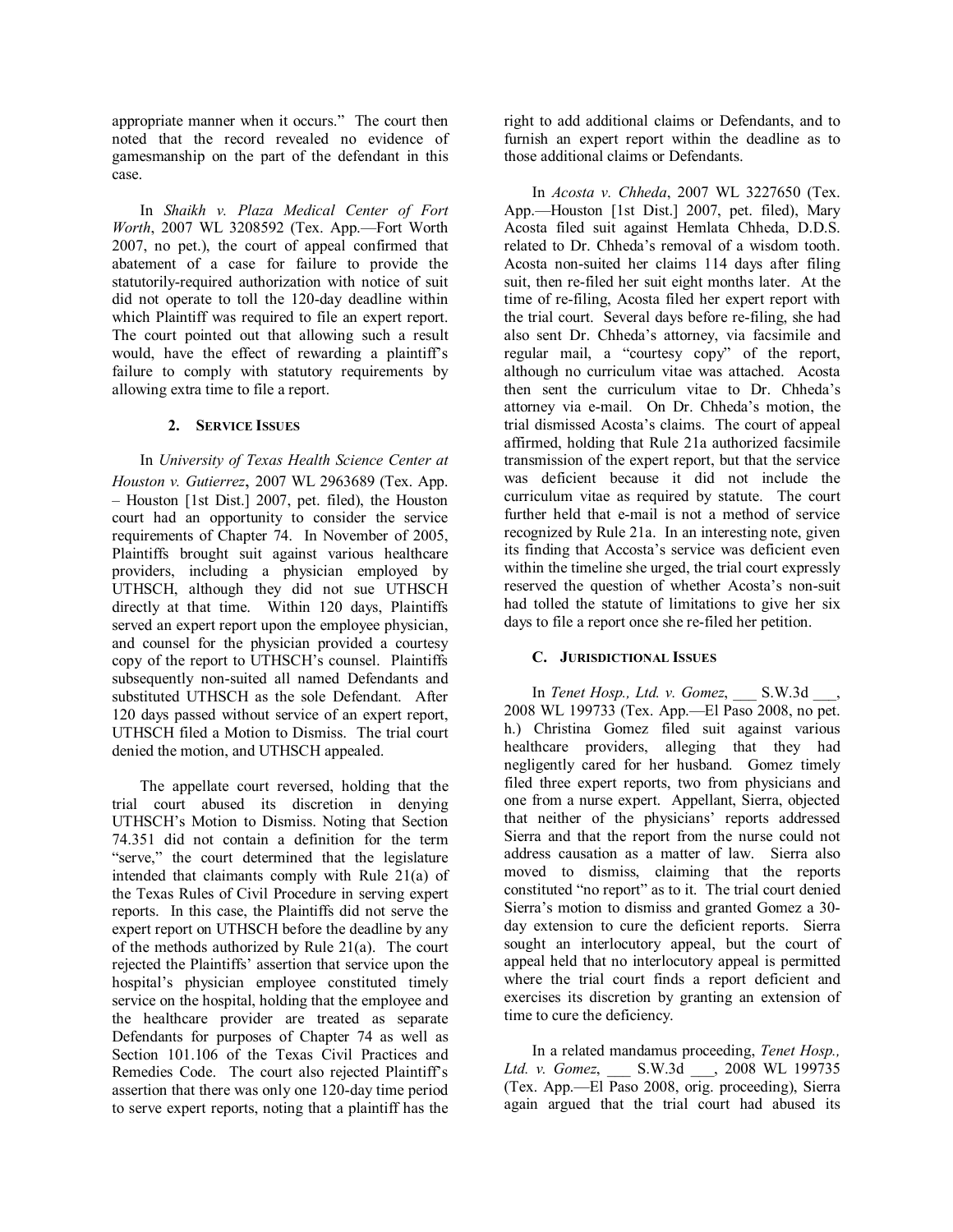appropriate manner when it occurs." The court then noted that the record revealed no evidence of gamesmanship on the part of the defendant in this case.

In *Shaikh v. Plaza Medical Center of Fort Worth*, 2007 WL 3208592 (Tex. App.—Fort Worth 2007, no pet.), the court of appeal confirmed that abatement of a case for failure to provide the statutorily-required authorization with notice of suit did not operate to toll the 120-day deadline within which Plaintiff was required to file an expert report. The court pointed out that allowing such a result would, have the effect of rewarding a plaintiff's failure to comply with statutory requirements by allowing extra time to file a report.

### 2. Service Issues

In *University of Texas Health Science Center at Houston v. Gutierrez*, 2007 WL 2963689 (Tex. App. – Houston [1st Dist.] 2007, pet. filed), the Houston court had an opportunity to consider the service requirements of Chapter 74. In November of 2005, Plaintiffs brought suit against various healthcare providers, including a physician employed by UTHSCH, although they did not sue UTHSCH directly at that time. Within 120 days, Plaintiffs served an expert report upon the employee physician, and counsel for the physician provided a courtesy copy of the report to UTHSCH's counsel. Plaintiffs subsequently non-suited all named Defendants and substituted UTHSCH as the sole Defendant. After 120 days passed without service of an expert report, UTHSCH filed a Motion to Dismiss. The trial court denied the motion, and UTHSCH appealed.

The appellate court reversed, holding that the trial court abused its discretion in denying UTHSCH's Motion to Dismiss. Noting that Section 74.351 did not contain a definition for the term "serve," the court determined that the legislature intended that claimants comply with Rule 21(a) of the Texas Rules of Civil Procedure in serving expert reports. In this case, the Plaintiffs did not serve the expert report on UTHSCH before the deadline by any of the methods authorized by Rule 21(a). The court rejected the Plaintiffs' assertion that service upon the hospital's physician employee constituted timely service on the hospital, holding that the employee and the healthcare provider are treated as separate Defendants for purposes of Chapter 74 as well as Section 101.106 of the Texas Civil Practices and Remedies Code. The court also rejected Plaintiff's assertion that there was only one 120-day time period to serve expert reports, noting that a plaintiff has the right to add additional claims or Defendants, and to furnish an expert report within the deadline as to those additional claims or Defendants.

In *Acosta v. Chheda*, 2007 WL 3227650 (Tex. App.—Houston [1st Dist.] 2007, pet. filed), Mary Acosta filed suit against Hemlata Chheda, D.D.S. related to Dr. Chheda's removal of a wisdom tooth. Acosta non-suited her claims 114 days after filing suit, then re-filed her suit eight months later. At the time of re-filing, Acosta filed her expert report with the trial court. Several days before re-filing, she had also sent Dr. Chheda's attorney, via facsimile and regular mail, a "courtesy copy" of the report, although no curriculum vitae was attached. Acosta then sent the curriculum vitae to Dr. Chheda's attorney via e-mail. On Dr. Chheda's motion, the trial dismissed Acosta's claims. The court of appeal affirmed, holding that Rule 21a authorized facsimile transmission of the expert report, but that the service was deficient because it did not include the curriculum vitae as required by statute. The court further held that e-mail is not a method of service recognized by Rule 21a. In an interesting note, given its finding that Accosta's service was deficient even within the timeline she urged, the trial court expressly reserved the question of whether Acosta's non-suit had tolled the statute of limitations to give her six days to file a report once she re-filed her petition.

## C. Jurisdictional Issues

In *Tenet Hosp., Ltd. v. Gomez*, ___ S.W.3d ___, 2008 WL 199733 (Tex. App.—El Paso 2008, no pet. h.) Christina Gomez filed suit against various healthcare providers, alleging that they had negligently cared for her husband. Gomez timely filed three expert reports, two from physicians and one from a nurse expert. Appellant, Sierra, objected that neither of the physicians' reports addressed Sierra and that the report from the nurse could not address causation as a matter of law. Sierra also moved to dismiss, claiming that the reports constituted "no report" as to it. The trial court denied Sierra's motion to dismiss and granted Gomez a 30-day extension to cure the deficient reports. Sierra sought an interlocutory appeal, but the court of appeal held that no interlocutory appeal is permitted where the trial court finds a report deficient and exercises its discretion by granting an extension of time to cure the deficiency.

In a related mandamus proceeding, *Tenet Hosp., Ltd. v. Gomez*, ___ S.W.3d ___, 2008 WL 199735 (Tex. App.—El Paso 2008, orig. proceeding), Sierra again argued that the trial court had abused its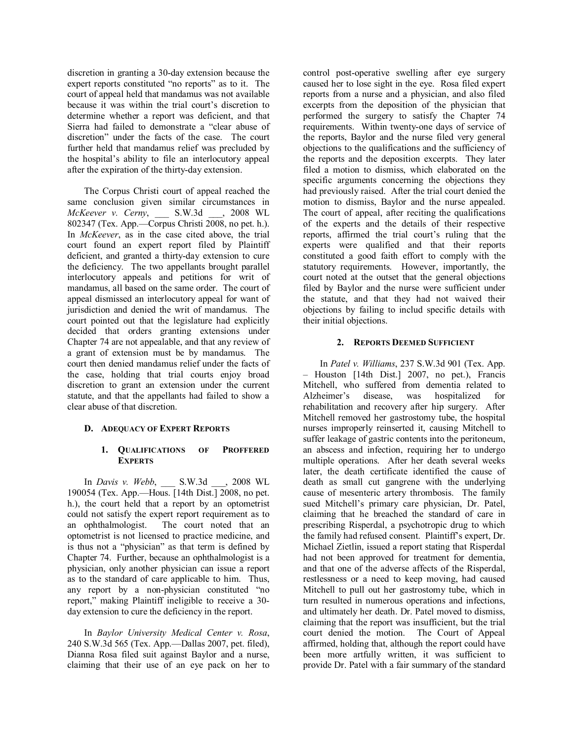discretion in granting a 30-day extension because the expert reports constituted "no reports" as to it. The court of appeal held that mandamus was not available because it was within the trial court's discretion to determine whether a report was deficient, and that Sierra had failed to demonstrate a "clear abuse of discretion" under the facts of the case. The court further held that mandamus relief was precluded by the hospital's ability to file an interlocutory appeal after the expiration of the thirty-day extension.

The Corpus Christi court of appeal reached the same conclusion given similar circumstances in *McKeever v. Cerny*, ___ S.W.3d ___, 2008 WL 802347 (Tex. App.—Corpus Christi 2008, no pet. h.). In *McKeever*, as in the case cited above, the trial court found an expert report filed by Plaintiff deficient, and granted a thirty-day extension to cure the deficiency. The two appellants brought parallel interlocutory appeals and petitions for writ of mandamus, all based on the same order. The court of appeal dismissed an interlocutory appeal for want of jurisdiction and denied the writ of mandamus. The court pointed out that the legislature had explicitly decided that orders granting extensions under Chapter 74 are not appealable, and that any review of a grant of extension must be by mandamus. The court then denied mandamus relief under the facts of the case, holding that trial courts enjoy broad discretion to grant an extension under the current statute, and that the appellants had failed to show a clear abuse of that discretion.

### D. Adequacy of Expert Reports

#### 1. Qualifications of Proffered Experts

In *Davis v. Webb*, ___ S.W.3d ___, 2008 WL 190054 (Tex. App.—Hous. [14th Dist.] 2008, no pet. h.), the court held that a report by an optometrist could not satisfy the expert report requirement as to an ophthalmologist. The court noted that an optometrist is not licensed to practice medicine, and is thus not a "physician" as that term is defined by Chapter 74. Further, because an ophthalmologist is a physician, only another physician can issue a report as to the standard of care applicable to him. Thus, any report by a non-physician constituted "no report," making Plaintiff ineligible to receive a 30-day extension to cure the deficiency in the report.

In *Baylor University Medical Center v. Rosa*, 240 S.W.3d 565 (Tex. App.—Dallas 2007, pet. filed), Dianna Rosa filed suit against Baylor and a nurse, claiming that their use of an eye pack on her to control post-operative swelling after eye surgery caused her to lose sight in the eye. Rosa filed expert reports from a nurse and a physician, and also filed excerpts from the deposition of the physician that performed the surgery to satisfy the Chapter 74 requirements. Within twenty-one days of service of the reports, Baylor and the nurse filed very general objections to the qualifications and the sufficiency of the reports and the deposition excerpts. They later filed a motion to dismiss, which elaborated on the specific arguments concerning the objections they had previously raised. After the trial court denied the motion to dismiss, Baylor and the nurse appealed. The court of appeal, after reciting the qualifications of the experts and the details of their respective reports, affirmed the trial court's ruling that the experts were qualified and that their reports constituted a good faith effort to comply with the statutory requirements. However, importantly, the court noted at the outset that the general objections filed by Baylor and the nurse were sufficient under the statute, and that they had not waived their objections by failing to includ specific details with their initial objections.

#### 2. Reports Deemed Sufficient

In *Patel v. Williams*, 237 S.W.3d 901 (Tex. App. – Houston [14th Dist.] 2007, no pet.), Francis Mitchell, who suffered from dementia related to Alzheimer's disease, was hospitalized for rehabilitation and recovery after hip surgery. After Mitchell removed her gastrostomy tube, the hospital nurses improperly reinserted it, causing Mitchell to suffer leakage of gastric contents into the peritoneum, an abscess and infection, requiring her to undergo multiple operations. After her death several weeks later, the death certificate identified the cause of death as small cut gangrene with the underlying cause of mesenteric artery thrombosis. The family sued Mitchell's primary care physician, Dr. Patel, claiming that he breached the standard of care in prescribing Risperdal, a psychotropic drug to which the family had refused consent. Plaintiff's expert, Dr. Michael Zietlin, issued a report stating that Risperdal had not been approved for treatment for dementia, and that one of the adverse affects of the Risperdal, restlessness or a need to keep moving, had caused Mitchell to pull out her gastrostomy tube, which in turn resulted in numerous operations and infections, and ultimately her death. Dr. Patel moved to dismiss, claiming that the report was insufficient, but the trial court denied the motion. The Court of Appeal affirmed, holding that, although the report could have been more artfully written, it was sufficient to provide Dr. Patel with a fair summary of the standard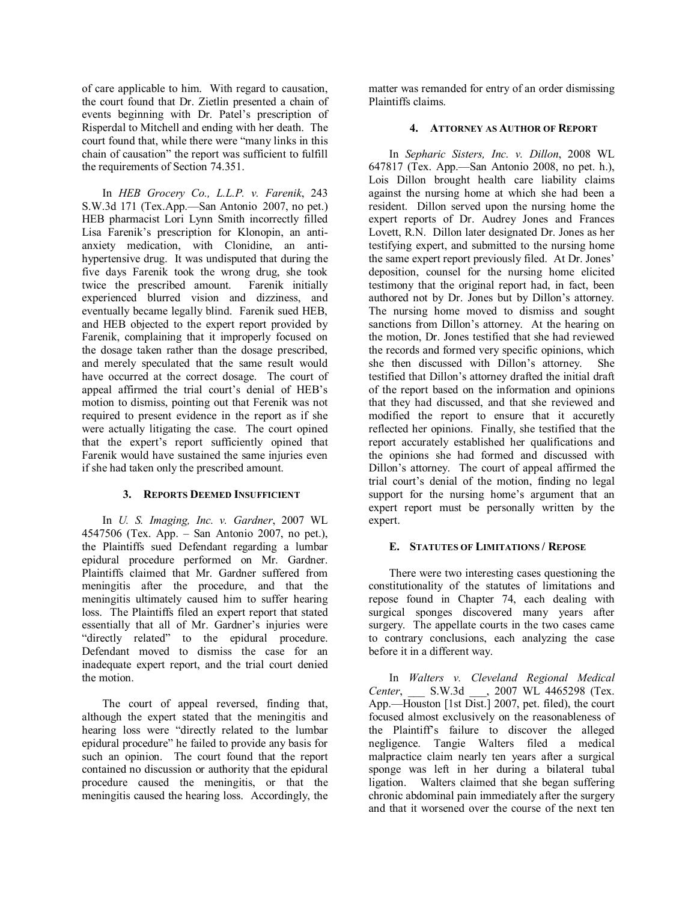of care applicable to him. With regard to causation, the court found that Dr. Zietlin presented a chain of events beginning with Dr. Patel's prescription of Risperdal to Mitchell and ending with her death. The court found that, while there were "many links in this chain of causation" the report was sufficient to fulfill the requirements of Section 74.351.

In *HEB Grocery Co., L.L.P. v. Farenik*, 243 S.W.3d 171 (Tex.App.—San Antonio 2007, no pet.) HEB pharmacist Lori Lynn Smith incorrectly filled Lisa Farenik's prescription for Klonopin, an anti-anxiety medication, with Clonidine, an anti-hypertensive drug. It was undisputed that during the five days Farenik took the wrong drug, she took twice the prescribed amount. Farenik initially experienced blurred vision and dizziness, and eventually became legally blind. Farenik sued HEB, and HEB objected to the expert report provided by Farenik, complaining that it improperly focused on the dosage taken rather than the dosage prescribed, and merely speculated that the same result would have occurred at the correct dosage. The court of appeal affirmed the trial court's denial of HEB's motion to dismiss, pointing out that Ferenik was not required to present evidence in the report as if she were actually litigating the case. The court opined that the expert's report sufficiently opined that Farenik would have sustained the same injuries even if she had taken only the prescribed amount.

#### 3. Reports Deemed Insufficient

In *U. S. Imaging, Inc. v. Gardner*, 2007 WL 4547506 (Tex. App. – San Antonio 2007, no pet.), the Plaintiffs sued Defendant regarding a lumbar epidural procedure performed on Mr. Gardner. Plaintiffs claimed that Mr. Gardner suffered from meningitis after the procedure, and that the meningitis ultimately caused him to suffer hearing loss. The Plaintiffs filed an expert report that stated essentially that all of Mr. Gardner's injuries were "directly related" to the epidural procedure. Defendant moved to dismiss the case for an inadequate expert report, and the trial court denied the motion.

The court of appeal reversed, finding that, although the expert stated that the meningitis and hearing loss were "directly related to the lumbar epidural procedure" he failed to provide any basis for such an opinion. The court found that the report contained no discussion or authority that the epidural procedure caused the meningitis, or that the meningitis caused the hearing loss. Accordingly, the matter was remanded for entry of an order dismissing Plaintiffs claims.

#### 4. Attorney as Author of Report

In *Sepharic Sisters, Inc. v. Dillon*, 2008 WL 647817 (Tex. App.—San Antonio 2008, no pet. h.), Lois Dillon brought health care liability claims against the nursing home at which she had been a resident. Dillon served upon the nursing home the expert reports of Dr. Audrey Jones and Frances Lovett, R.N. Dillon later designated Dr. Jones as her testifying expert, and submitted to the nursing home the same expert report previously filed. At Dr. Jones' deposition, counsel for the nursing home elicited testimony that the original report had, in fact, been authored not by Dr. Jones but by Dillon's attorney. The nursing home moved to dismiss and sought sanctions from Dillon's attorney. At the hearing on the motion, Dr. Jones testified that she had reviewed the records and formed very specific opinions, which she then discussed with Dillon's attorney. She testified that Dillon's attorney drafted the initial draft of the report based on the information and opinions that they had discussed, and that she reviewed and modified the report to ensure that it accuretly reflected her opinions. Finally, she testified that the report accurately established her qualifications and the opinions she had formed and discussed with Dillon's attorney. The court of appeal affirmed the trial court's denial of the motion, finding no legal support for the nursing home's argument that an expert report must be personally written by the expert.

### E. Statutes of Limitations / Repose

There were two interesting cases questioning the constitutionality of the statutes of limitations and repose found in Chapter 74, each dealing with surgical sponges discovered many years after surgery. The appellate courts in the two cases came to contrary conclusions, each analyzing the case before it in a different way.

In *Walters v. Cleveland Regional Medical Center*, ___ S.W.3d ___, 2007 WL 4465298 (Tex. App.—Houston [1st Dist.] 2007, pet. filed), the court focused almost exclusively on the reasonableness of the Plaintiff's failure to discover the alleged negligence. Tangie Walters filed a medical malpractice claim nearly ten years after a surgical sponge was left in her during a bilateral tubal ligation. Walters claimed that she began suffering chronic abdominal pain immediately after the surgery and that it worsened over the course of the next ten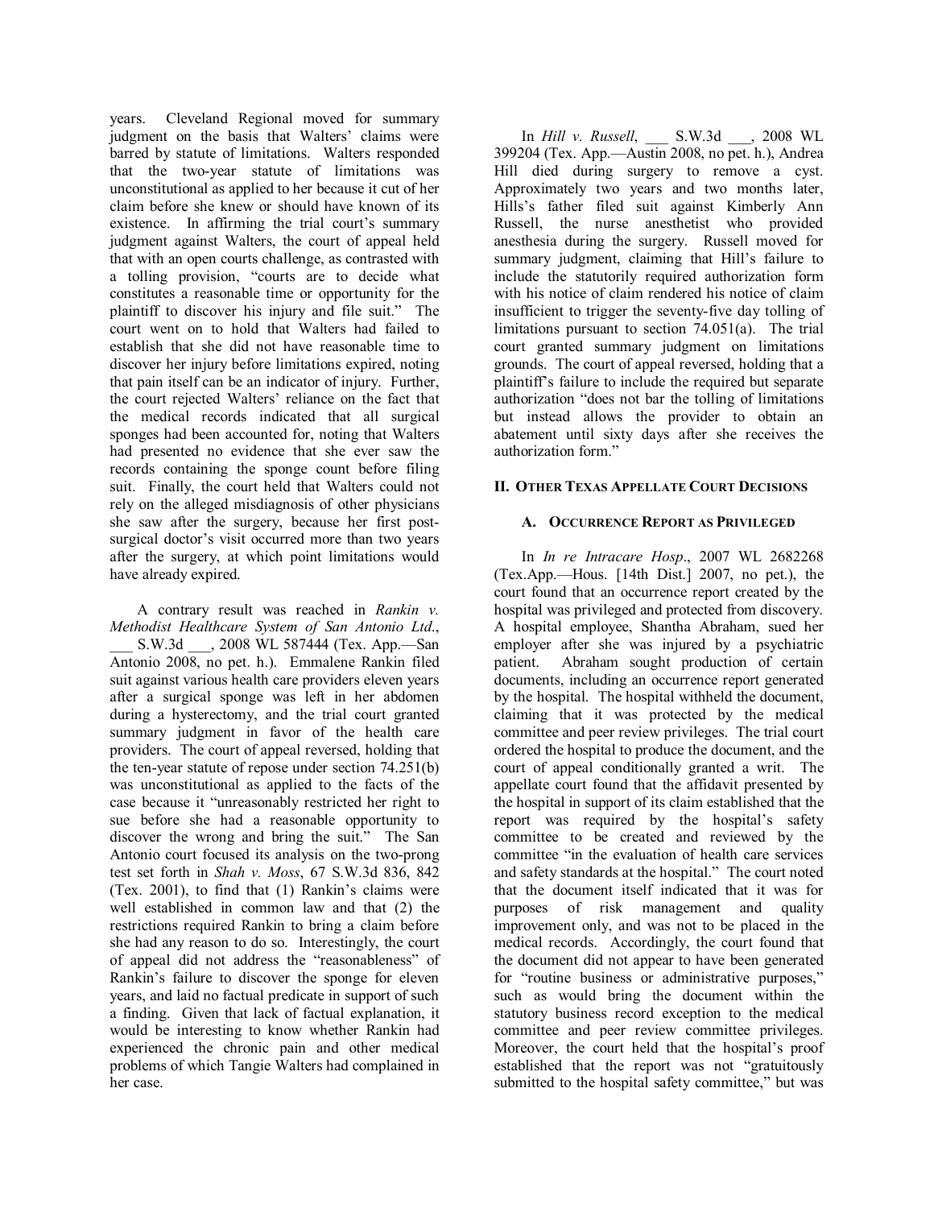years. Cleveland Regional moved for summary judgment on the basis that Walters' claims were barred by statute of limitations. Walters responded that the two-year statute of limitations was unconstitutional as applied to her because it cut of her claim before she knew or should have known of its existence. In affirming the trial court's summary judgment against Walters, the court of appeal held that with an open courts challenge, as contrasted with a tolling provision, "courts are to decide what constitutes a reasonable time or opportunity for the plaintiff to discover his injury and file suit." The court went on to hold that Walters had failed to establish that she did not have reasonable time to discover her injury before limitations expired, noting that pain itself can be an indicator of injury. Further, the court rejected Walters' reliance on the fact that the medical records indicated that all surgical sponges had been accounted for, noting that Walters had presented no evidence that she ever saw the records containing the sponge count before filing suit. Finally, the court held that Walters could not rely on the alleged misdiagnosis of other physicians she saw after the surgery, because her first post-surgical doctor's visit occurred more than two years after the surgery, at which point limitations would have already expired.

A contrary result was reached in *Rankin v. Methodist Healthcare System of San Antonio Ltd.*, ___ S.W.3d ___, 2008 WL 587444 (Tex. App.—San Antonio 2008, no pet. h.). Emmalene Rankin filed suit against various health care providers eleven years after a surgical sponge was left in her abdomen during a hysterectomy, and the trial court granted summary judgment in favor of the health care providers. The court of appeal reversed, holding that the ten-year statute of repose under section 74.251(b) was unconstitutional as applied to the facts of the case because it "unreasonably restricted her right to sue before she had a reasonable opportunity to discover the wrong and bring the suit." The San Antonio court focused its analysis on the two-prong test set forth in *Shah v. Moss*, 67 S.W.3d 836, 842 (Tex. 2001), to find that (1) Rankin's claims were well established in common law and that (2) the restrictions required Rankin to bring a claim before she had any reason to do so. Interestingly, the court of appeal did not address the "reasonableness" of Rankin's failure to discover the sponge for eleven years, and laid no factual predicate in support of such a finding. Given that lack of factual explanation, it would be interesting to know whether Rankin had experienced the chronic pain and other medical problems of which Tangie Walters had complained in her case.

In *Hill v. Russell*, ___ S.W.3d ___, 2008 WL 399204 (Tex. App.—Austin 2008, no pet. h.), Andrea Hill died during surgery to remove a cyst. Approximately two years and two months later, Hills's father filed suit against Kimberly Ann Russell, the nurse anesthetist who provided anesthesia during the surgery. Russell moved for summary judgment, claiming that Hill's failure to include the statutorily required authorization form with his notice of claim rendered his notice of claim insufficient to trigger the seventy-five day tolling of limitations pursuant to section 74.051(a). The trial court granted summary judgment on limitations grounds. The court of appeal reversed, holding that a plaintiff's failure to include the required but separate authorization "does not bar the tolling of limitations but instead allows the provider to obtain an abatement until sixty days after she receives the authorization form."

## II. Other Texas Appellate Court Decisions

### A. Occurrence Report as Privileged

In *In re Intracare Hosp*., 2007 WL 2682268 (Tex.App.—Hous. [14th Dist.] 2007, no pet.), the court found that an occurrence report created by the hospital was privileged and protected from discovery. A hospital employee, Shantha Abraham, sued her employer after she was injured by a psychiatric patient. Abraham sought production of certain documents, including an occurrence report generated by the hospital. The hospital withheld the document, claiming that it was protected by the medical committee and peer review privileges. The trial court ordered the hospital to produce the document, and the court of appeal conditionally granted a writ. The appellate court found that the affidavit presented by the hospital in support of its claim established that the report was required by the hospital's safety committee to be created and reviewed by the committee "in the evaluation of health care services and safety standards at the hospital." The court noted that the document itself indicated that it was for purposes of risk management and quality improvement only, and was not to be placed in the medical records. Accordingly, the court found that the document did not appear to have been generated for "routine business or administrative purposes," such as would bring the document within the statutory business record exception to the medical committee and peer review committee privileges. Moreover, the court held that the hospital's proof established that the report was not "gratuitously submitted to the hospital safety committee," but was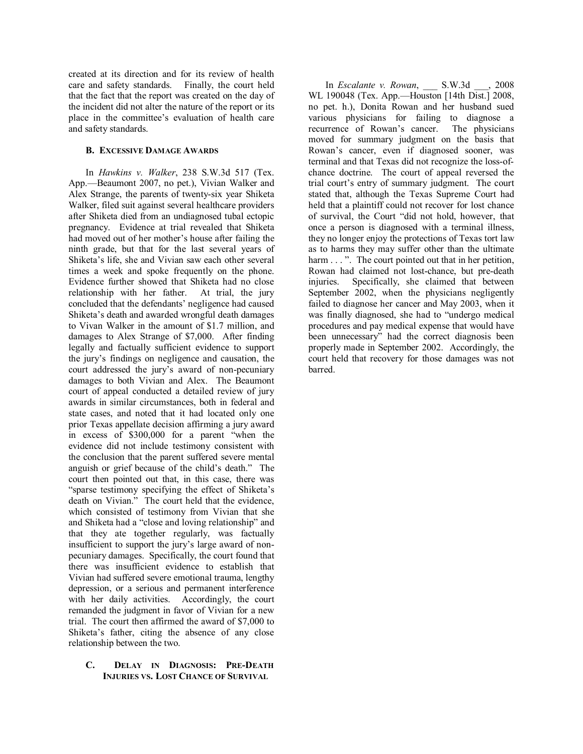created at its direction and for its review of health care and safety standards. Finally, the court held that the fact that the report was created on the day of the incident did not alter the nature of the report or its place in the committee's evaluation of health care and safety standards.

### B. Excessive Damage Awards

In *Hawkins v. Walker*, 238 S.W.3d 517 (Tex. App.—Beaumont 2007, no pet.), Vivian Walker and Alex Strange, the parents of twenty-six year Shiketa Walker, filed suit against several healthcare providers after Shiketa died from an undiagnosed tubal ectopic pregnancy. Evidence at trial revealed that Shiketa had moved out of her mother's house after failing the ninth grade, but that for the last several years of Shiketa's life, she and Vivian saw each other several times a week and spoke frequently on the phone. Evidence further showed that Shiketa had no close relationship with her father. At trial, the jury concluded that the defendants' negligence had caused Shiketa's death and awarded wrongful death damages to Vivan Walker in the amount of $1.7 million, and damages to Alex Strange of $7,000. After finding legally and factually sufficient evidence to support the jury's findings on negligence and causation, the court addressed the jury's award of non-pecuniary damages to both Vivian and Alex. The Beaumont court of appeal conducted a detailed review of jury awards in similar circumstances, both in federal and state cases, and noted that it had located only one prior Texas appellate decision affirming a jury award in excess of $300,000 for a parent "when the evidence did not include testimony consistent with the conclusion that the parent suffered severe mental anguish or grief because of the child's death." The court then pointed out that, in this case, there was "sparse testimony specifying the effect of Shiketa's death on Vivian." The court held that the evidence, which consisted of testimony from Vivian that she and Shiketa had a "close and loving relationship" and that they ate together regularly, was factually insufficient to support the jury's large award of non-pecuniary damages. Specifically, the court found that there was insufficient evidence to establish that Vivian had suffered severe emotional trauma, lengthy depression, or a serious and permanent interference with her daily activities. Accordingly, the court remanded the judgment in favor of Vivian for a new trial. The court then affirmed the award of $7,000 to Shiketa's father, citing the absence of any close relationship between the two.

### C. Delay in Diagnosis: Pre-Death Injuries vs. Lost Chance of Survival

In *Escalante v. Rowan*, ___ S.W.3d ___, 2008 WL 190048 (Tex. App.—Houston [14th Dist.] 2008, no pet. h.), Donita Rowan and her husband sued various physicians for failing to diagnose a recurrence of Rowan's cancer. The physicians moved for summary judgment on the basis that Rowan's cancer, even if diagnosed sooner, was terminal and that Texas did not recognize the loss-of-chance doctrine. The court of appeal reversed the trial court's entry of summary judgment. The court stated that, although the Texas Supreme Court had held that a plaintiff could not recover for lost chance of survival, the Court "did not hold, however, that once a person is diagnosed with a terminal illness, they no longer enjoy the protections of Texas tort law as to harms they may suffer other than the ultimate harm . . . ". The court pointed out that in her petition, Rowan had claimed not lost-chance, but pre-death injuries. Specifically, she claimed that between September 2002, when the physicians negligently failed to diagnose her cancer and May 2003, when it was finally diagnosed, she had to "undergo medical procedures and pay medical expense that would have been unnecessary" had the correct diagnosis been properly made in September 2002. Accordingly, the court held that recovery for those damages was not barred.